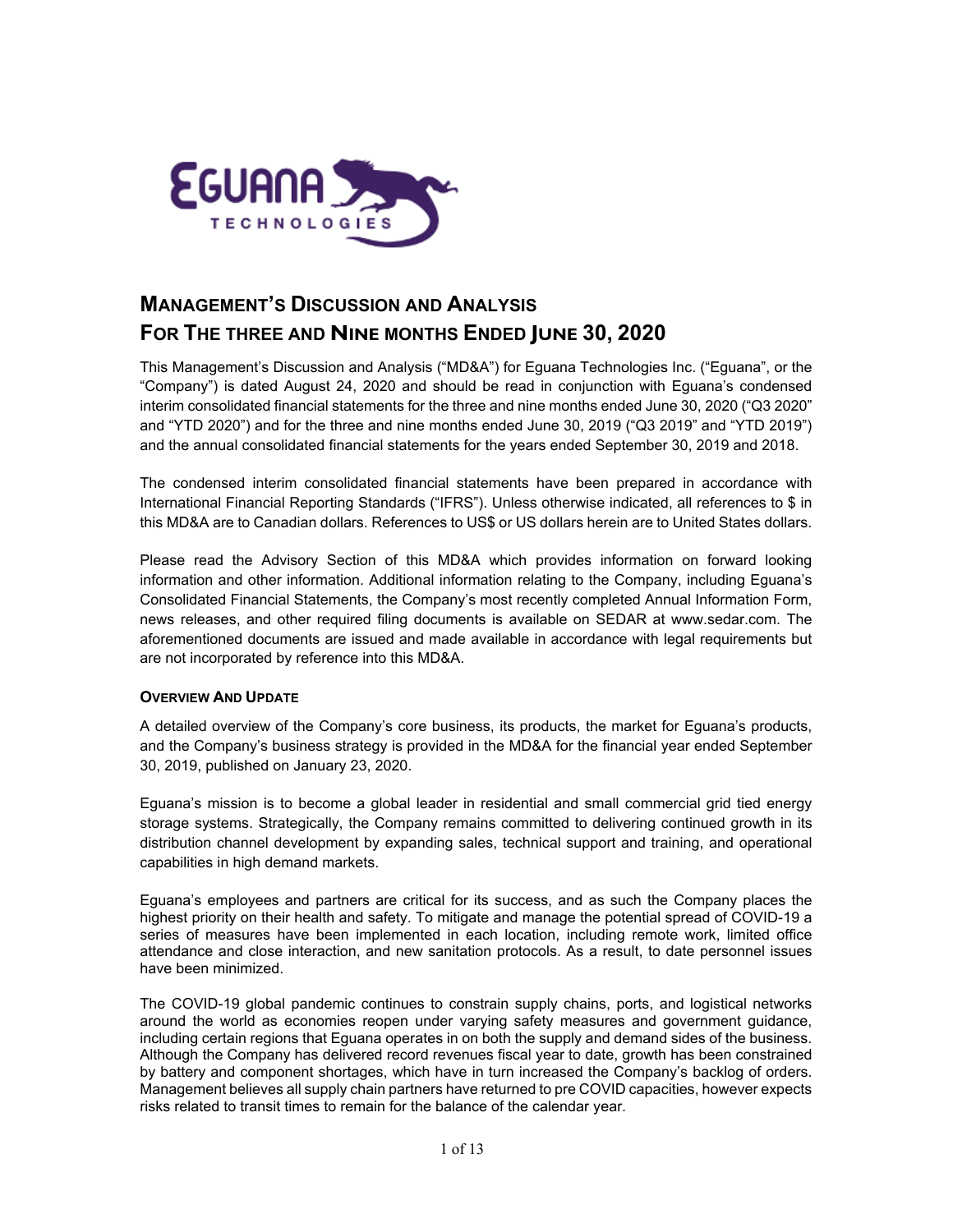# Management's Discussion and Analysis
# For The three and Nine months Ended June 30, 2020

This Management's Discussion and Analysis ("MD&A") for Eguana Technologies Inc. ("Eguana", or the "Company") is dated August 24, 2020 and should be read in conjunction with Eguana's condensed interim consolidated financial statements for the three and nine months ended June 30, 2020 ("Q3 2020" and "YTD 2020") and for the three and nine months ended June 30, 2019 ("Q3 2019" and "YTD 2019") and the annual consolidated financial statements for the years ended September 30, 2019 and 2018.

The condensed interim consolidated financial statements have been prepared in accordance with International Financial Reporting Standards ("IFRS"). Unless otherwise indicated, all references to $ in this MD&A are to Canadian dollars. References to US$ or US dollars herein are to United States dollars.

Please read the Advisory Section of this MD&A which provides information on forward looking information and other information. Additional information relating to the Company, including Eguana's Consolidated Financial Statements, the Company's most recently completed Annual Information Form, news releases, and other required filing documents is available on SEDAR at www.sedar.com. The aforementioned documents are issued and made available in accordance with legal requirements but are not incorporated by reference into this MD&A.

### Overview And Update

A detailed overview of the Company's core business, its products, the market for Eguana's products, and the Company's business strategy is provided in the MD&A for the financial year ended September 30, 2019, published on January 23, 2020.

Eguana's mission is to become a global leader in residential and small commercial grid tied energy storage systems. Strategically, the Company remains committed to delivering continued growth in its distribution channel development by expanding sales, technical support and training, and operational capabilities in high demand markets.

Eguana's employees and partners are critical for its success, and as such the Company places the highest priority on their health and safety. To mitigate and manage the potential spread of COVID-19 a series of measures have been implemented in each location, including remote work, limited office attendance and close interaction, and new sanitation protocols. As a result, to date personnel issues have been minimized.

The COVID-19 global pandemic continues to constrain supply chains, ports, and logistical networks around the world as economies reopen under varying safety measures and government guidance, including certain regions that Eguana operates in on both the supply and demand sides of the business. Although the Company has delivered record revenues fiscal year to date, growth has been constrained by battery and component shortages, which have in turn increased the Company's backlog of orders. Management believes all supply chain partners have returned to pre COVID capacities, however expects risks related to transit times to remain for the balance of the calendar year.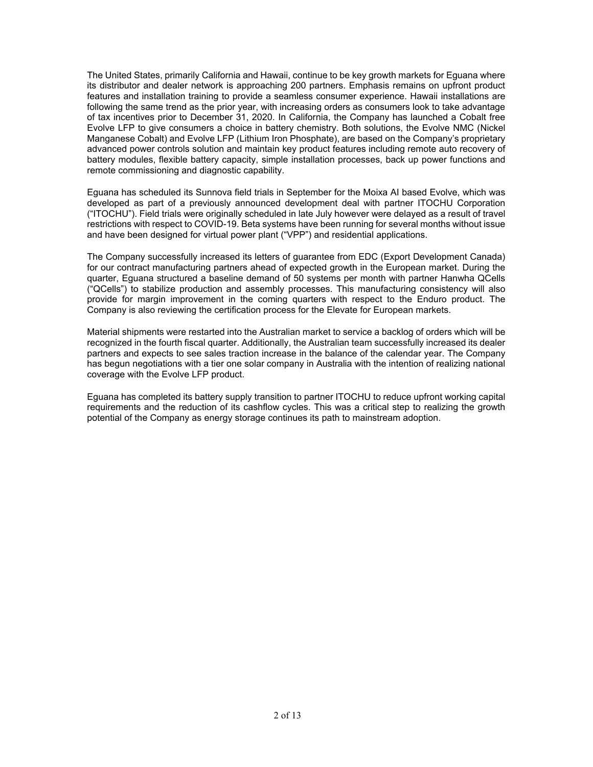The United States, primarily California and Hawaii, continue to be key growth markets for Eguana where its distributor and dealer network is approaching 200 partners. Emphasis remains on upfront product features and installation training to provide a seamless consumer experience. Hawaii installations are following the same trend as the prior year, with increasing orders as consumers look to take advantage of tax incentives prior to December 31, 2020. In California, the Company has launched a Cobalt free Evolve LFP to give consumers a choice in battery chemistry. Both solutions, the Evolve NMC (Nickel Manganese Cobalt) and Evolve LFP (Lithium Iron Phosphate), are based on the Company's proprietary advanced power controls solution and maintain key product features including remote auto recovery of battery modules, flexible battery capacity, simple installation processes, back up power functions and remote commissioning and diagnostic capability.

Eguana has scheduled its Sunnova field trials in September for the Moixa AI based Evolve, which was developed as part of a previously announced development deal with partner ITOCHU Corporation ("ITOCHU"). Field trials were originally scheduled in late July however were delayed as a result of travel restrictions with respect to COVID-19. Beta systems have been running for several months without issue and have been designed for virtual power plant ("VPP") and residential applications.

The Company successfully increased its letters of guarantee from EDC (Export Development Canada) for our contract manufacturing partners ahead of expected growth in the European market. During the quarter, Eguana structured a baseline demand of 50 systems per month with partner Hanwha QCells ("QCells") to stabilize production and assembly processes. This manufacturing consistency will also provide for margin improvement in the coming quarters with respect to the Enduro product. The Company is also reviewing the certification process for the Elevate for European markets.

Material shipments were restarted into the Australian market to service a backlog of orders which will be recognized in the fourth fiscal quarter. Additionally, the Australian team successfully increased its dealer partners and expects to see sales traction increase in the balance of the calendar year. The Company has begun negotiations with a tier one solar company in Australia with the intention of realizing national coverage with the Evolve LFP product.

Eguana has completed its battery supply transition to partner ITOCHU to reduce upfront working capital requirements and the reduction of its cashflow cycles. This was a critical step to realizing the growth potential of the Company as energy storage continues its path to mainstream adoption.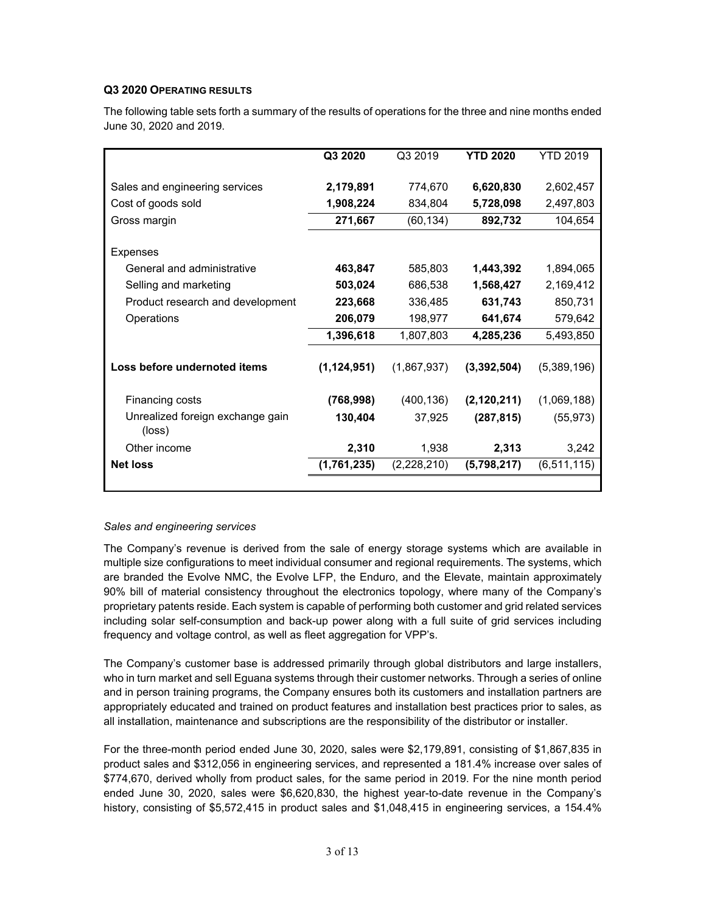### Q3 2020 OPERATING RESULTS

The following table sets forth a summary of the results of operations for the three and nine months ended June 30, 2020 and 2019.

| | **Q3 2020** | Q3 2019 | **YTD 2020** | YTD 2019 |
|---|---|---|---|---|
| Sales and engineering services | **2,179,891** | 774,670 | **6,620,830** | 2,602,457 |
| Cost of goods sold | **1,908,224** | 834,804 | **5,728,098** | 2,497,803 |
| Gross margin | **271,667** | (60,134) | **892,732** | 104,654 |
| Expenses | | | | |
| General and administrative | **463,847** | 585,803 | **1,443,392** | 1,894,065 |
| Selling and marketing | **503,024** | 686,538 | **1,568,427** | 2,169,412 |
| Product research and development | **223,668** | 336,485 | **631,743** | 850,731 |
| Operations | **206,079** | 198,977 | **641,674** | 579,642 |
| | **1,396,618** | 1,807,803 | **4,285,236** | 5,493,850 |
| **Loss before undernoted items** | **(1,124,951)** | (1,867,937) | **(3,392,504)** | (5,389,196) |
| Financing costs | **(768,998)** | (400,136) | **(2,120,211)** | (1,069,188) |
| Unrealized foreign exchange gain (loss) | **130,404** | 37,925 | **(287,815)** | (55,973) |
| Other income | **2,310** | 1,938 | **2,313** | 3,242 |
| **Net loss** | **(1,761,235)** | (2,228,210) | **(5,798,217)** | (6,511,115) |

*Sales and engineering services*

The Company's revenue is derived from the sale of energy storage systems which are available in multiple size configurations to meet individual consumer and regional requirements. The systems, which are branded the Evolve NMC, the Evolve LFP, the Enduro, and the Elevate, maintain approximately 90% bill of material consistency throughout the electronics topology, where many of the Company's proprietary patents reside. Each system is capable of performing both customer and grid related services including solar self-consumption and back-up power along with a full suite of grid services including frequency and voltage control, as well as fleet aggregation for VPP's.

The Company's customer base is addressed primarily through global distributors and large installers, who in turn market and sell Eguana systems through their customer networks. Through a series of online and in person training programs, the Company ensures both its customers and installation partners are appropriately educated and trained on product features and installation best practices prior to sales, as all installation, maintenance and subscriptions are the responsibility of the distributor or installer.

For the three-month period ended June 30, 2020, sales were $2,179,891, consisting of $1,867,835 in product sales and $312,056 in engineering services, and represented a 181.4% increase over sales of $774,670, derived wholly from product sales, for the same period in 2019. For the nine month period ended June 30, 2020, sales were $6,620,830, the highest year-to-date revenue in the Company's history, consisting of $5,572,415 in product sales and $1,048,415 in engineering services, a 154.4%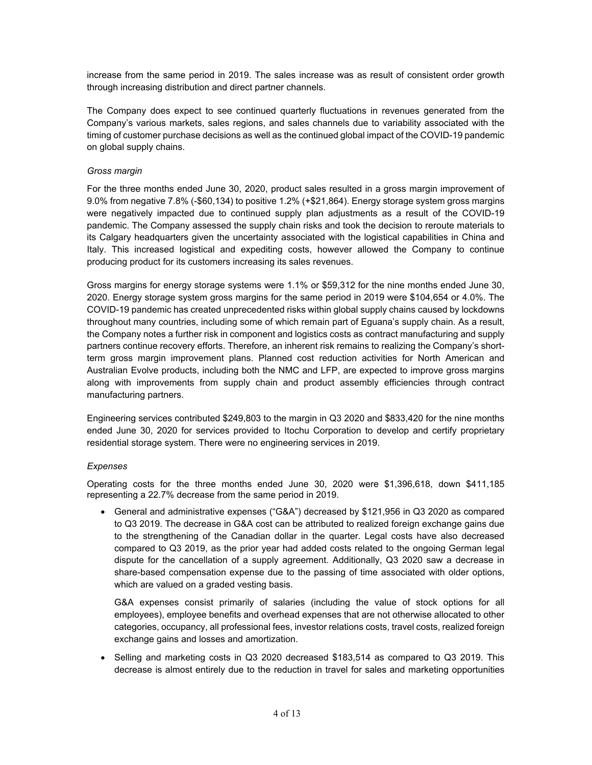increase from the same period in 2019. The sales increase was as result of consistent order growth through increasing distribution and direct partner channels.

The Company does expect to see continued quarterly fluctuations in revenues generated from the Company's various markets, sales regions, and sales channels due to variability associated with the timing of customer purchase decisions as well as the continued global impact of the COVID-19 pandemic on global supply chains.

*Gross margin*

For the three months ended June 30, 2020, product sales resulted in a gross margin improvement of 9.0% from negative 7.8% (-$60,134) to positive 1.2% (+$21,864). Energy storage system gross margins were negatively impacted due to continued supply plan adjustments as a result of the COVID-19 pandemic. The Company assessed the supply chain risks and took the decision to reroute materials to its Calgary headquarters given the uncertainty associated with the logistical capabilities in China and Italy. This increased logistical and expediting costs, however allowed the Company to continue producing product for its customers increasing its sales revenues.

Gross margins for energy storage systems were 1.1% or $59,312 for the nine months ended June 30, 2020. Energy storage system gross margins for the same period in 2019 were $104,654 or 4.0%. The COVID-19 pandemic has created unprecedented risks within global supply chains caused by lockdowns throughout many countries, including some of which remain part of Eguana's supply chain. As a result, the Company notes a further risk in component and logistics costs as contract manufacturing and supply partners continue recovery efforts. Therefore, an inherent risk remains to realizing the Company's short-term gross margin improvement plans. Planned cost reduction activities for North American and Australian Evolve products, including both the NMC and LFP, are expected to improve gross margins along with improvements from supply chain and product assembly efficiencies through contract manufacturing partners.

Engineering services contributed $249,803 to the margin in Q3 2020 and $833,420 for the nine months ended June 30, 2020 for services provided to Itochu Corporation to develop and certify proprietary residential storage system. There were no engineering services in 2019.

*Expenses*

Operating costs for the three months ended June 30, 2020 were $1,396,618, down $411,185 representing a 22.7% decrease from the same period in 2019.

- General and administrative expenses ("G&A") decreased by $121,956 in Q3 2020 as compared to Q3 2019. The decrease in G&A cost can be attributed to realized foreign exchange gains due to the strengthening of the Canadian dollar in the quarter. Legal costs have also decreased compared to Q3 2019, as the prior year had added costs related to the ongoing German legal dispute for the cancellation of a supply agreement. Additionally, Q3 2020 saw a decrease in share-based compensation expense due to the passing of time associated with older options, which are valued on a graded vesting basis.

  G&A expenses consist primarily of salaries (including the value of stock options for all employees), employee benefits and overhead expenses that are not otherwise allocated to other categories, occupancy, all professional fees, investor relations costs, travel costs, realized foreign exchange gains and losses and amortization.

- Selling and marketing costs in Q3 2020 decreased $183,514 as compared to Q3 2019. This decrease is almost entirely due to the reduction in travel for sales and marketing opportunities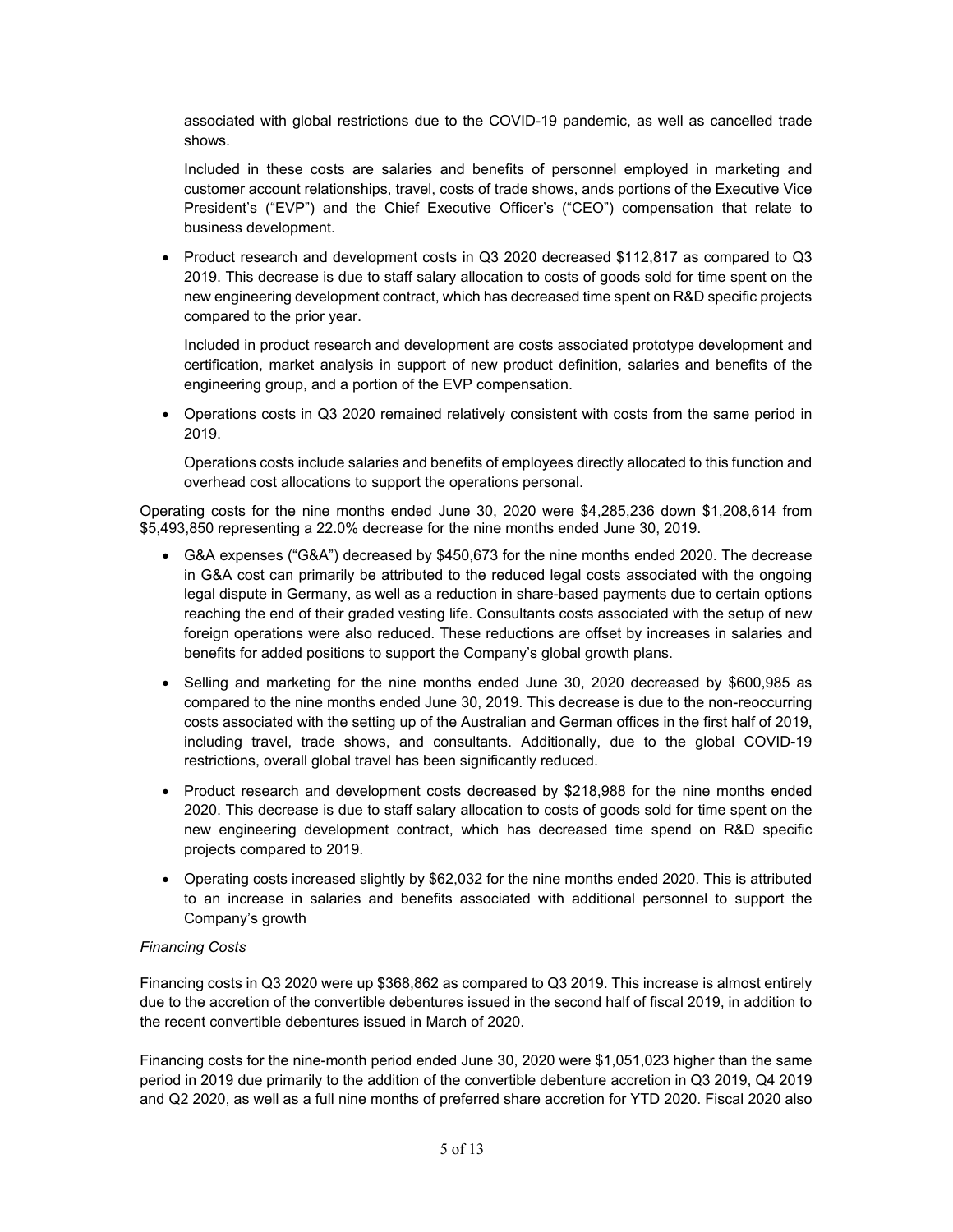associated with global restrictions due to the COVID-19 pandemic, as well as cancelled trade shows.

Included in these costs are salaries and benefits of personnel employed in marketing and customer account relationships, travel, costs of trade shows, ands portions of the Executive Vice President's ("EVP") and the Chief Executive Officer's ("CEO") compensation that relate to business development.

- Product research and development costs in Q3 2020 decreased $112,817 as compared to Q3 2019. This decrease is due to staff salary allocation to costs of goods sold for time spent on the new engineering development contract, which has decreased time spent on R&D specific projects compared to the prior year.

  Included in product research and development are costs associated prototype development and certification, market analysis in support of new product definition, salaries and benefits of the engineering group, and a portion of the EVP compensation.

- Operations costs in Q3 2020 remained relatively consistent with costs from the same period in 2019.

  Operations costs include salaries and benefits of employees directly allocated to this function and overhead cost allocations to support the operations personal.

Operating costs for the nine months ended June 30, 2020 were $4,285,236 down $1,208,614 from $5,493,850 representing a 22.0% decrease for the nine months ended June 30, 2019.

- G&A expenses ("G&A") decreased by $450,673 for the nine months ended 2020. The decrease in G&A cost can primarily be attributed to the reduced legal costs associated with the ongoing legal dispute in Germany, as well as a reduction in share-based payments due to certain options reaching the end of their graded vesting life. Consultants costs associated with the setup of new foreign operations were also reduced. These reductions are offset by increases in salaries and benefits for added positions to support the Company's global growth plans.

- Selling and marketing for the nine months ended June 30, 2020 decreased by $600,985 as compared to the nine months ended June 30, 2019. This decrease is due to the non-reoccurring costs associated with the setting up of the Australian and German offices in the first half of 2019, including travel, trade shows, and consultants. Additionally, due to the global COVID-19 restrictions, overall global travel has been significantly reduced.

- Product research and development costs decreased by $218,988 for the nine months ended 2020. This decrease is due to staff salary allocation to costs of goods sold for time spent on the new engineering development contract, which has decreased time spend on R&D specific projects compared to 2019.

- Operating costs increased slightly by $62,032 for the nine months ended 2020. This is attributed to an increase in salaries and benefits associated with additional personnel to support the Company's growth

*Financing Costs*

Financing costs in Q3 2020 were up $368,862 as compared to Q3 2019. This increase is almost entirely due to the accretion of the convertible debentures issued in the second half of fiscal 2019, in addition to the recent convertible debentures issued in March of 2020.

Financing costs for the nine-month period ended June 30, 2020 were $1,051,023 higher than the same period in 2019 due primarily to the addition of the convertible debenture accretion in Q3 2019, Q4 2019 and Q2 2020, as well as a full nine months of preferred share accretion for YTD 2020. Fiscal 2020 also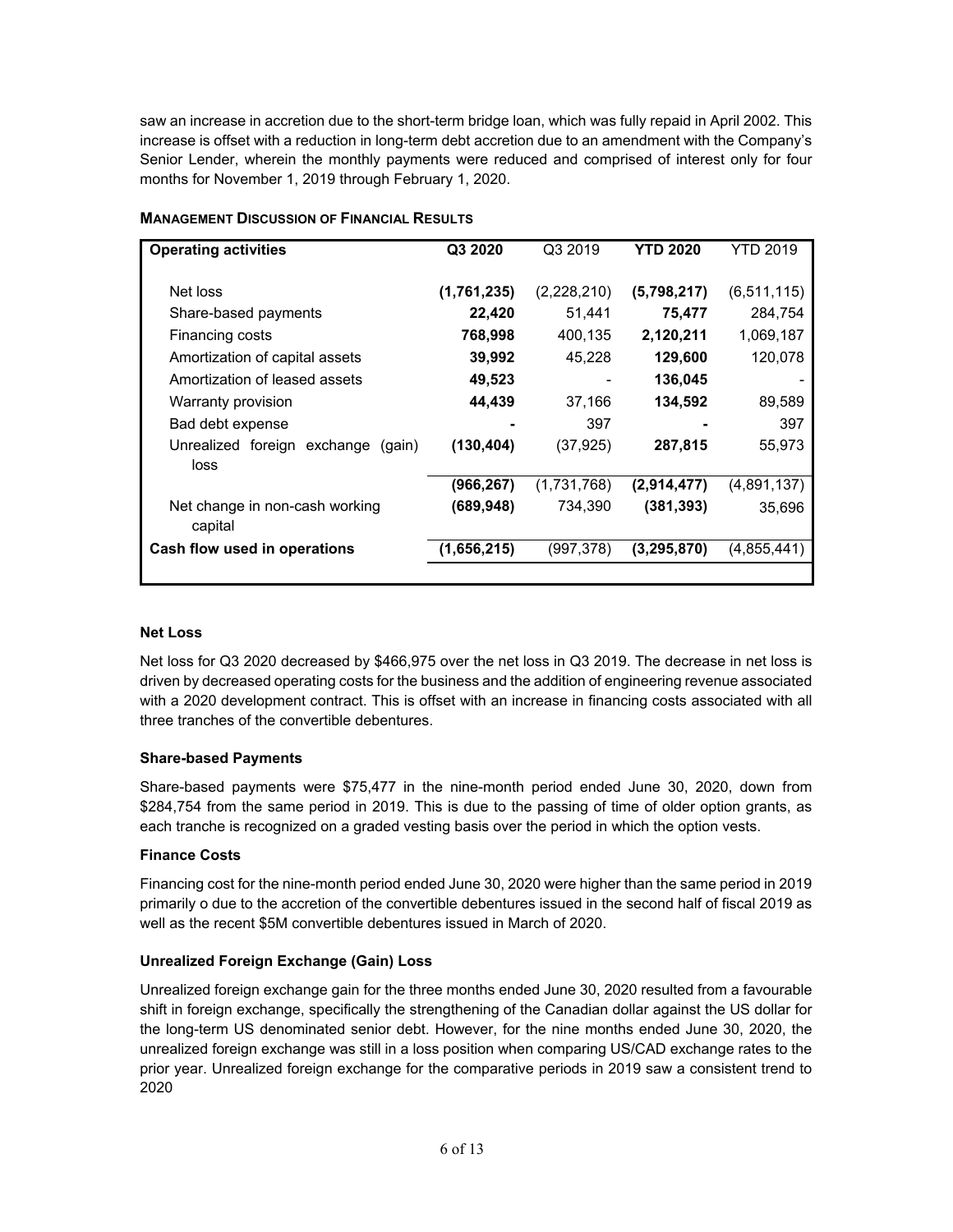saw an increase in accretion due to the short-term bridge loan, which was fully repaid in April 2002. This increase is offset with a reduction in long-term debt accretion due to an amendment with the Company's Senior Lender, wherein the monthly payments were reduced and comprised of interest only for four months for November 1, 2019 through February 1, 2020.

### MANAGEMENT DISCUSSION OF FINANCIAL RESULTS

| Operating activities | Q3 2020 | Q3 2019 | YTD 2020 | YTD 2019 |
|---|---|---|---|---|
| Net loss | **(1,761,235)** | (2,228,210) | **(5,798,217)** | (6,511,115) |
| Share-based payments | **22,420** | 51,441 | **75,477** | 284,754 |
| Financing costs | **768,998** | 400,135 | **2,120,211** | 1,069,187 |
| Amortization of capital assets | **39,992** | 45,228 | **129,600** | 120,078 |
| Amortization of leased assets | **49,523** | - | **136,045** | - |
| Warranty provision | **44,439** | 37,166 | **134,592** | 89,589 |
| Bad debt expense | **-** | 397 | **-** | 397 |
| Unrealized foreign exchange (gain) loss | **(130,404)** | (37,925) | **287,815** | 55,973 |
| | **(966,267)** | (1,731,768) | **(2,914,477)** | (4,891,137) |
| Net change in non-cash working capital | **(689,948)** | 734,390 | **(381,393)** | 35,696 |
| **Cash flow used in operations** | **(1,656,215)** | (997,378) | **(3,295,870)** | (4,855,441) |

**Net Loss**

Net loss for Q3 2020 decreased by $466,975 over the net loss in Q3 2019. The decrease in net loss is driven by decreased operating costs for the business and the addition of engineering revenue associated with a 2020 development contract. This is offset with an increase in financing costs associated with all three tranches of the convertible debentures.

**Share-based Payments**

Share-based payments were $75,477 in the nine-month period ended June 30, 2020, down from $284,754 from the same period in 2019. This is due to the passing of time of older option grants, as each tranche is recognized on a graded vesting basis over the period in which the option vests.

**Finance Costs**

Financing cost for the nine-month period ended June 30, 2020 were higher than the same period in 2019 primarily o due to the accretion of the convertible debentures issued in the second half of fiscal 2019 as well as the recent $5M convertible debentures issued in March of 2020.

**Unrealized Foreign Exchange (Gain) Loss**

Unrealized foreign exchange gain for the three months ended June 30, 2020 resulted from a favourable shift in foreign exchange, specifically the strengthening of the Canadian dollar against the US dollar for the long-term US denominated senior debt. However, for the nine months ended June 30, 2020, the unrealized foreign exchange was still in a loss position when comparing US/CAD exchange rates to the prior year. Unrealized foreign exchange for the comparative periods in 2019 saw a consistent trend to 2020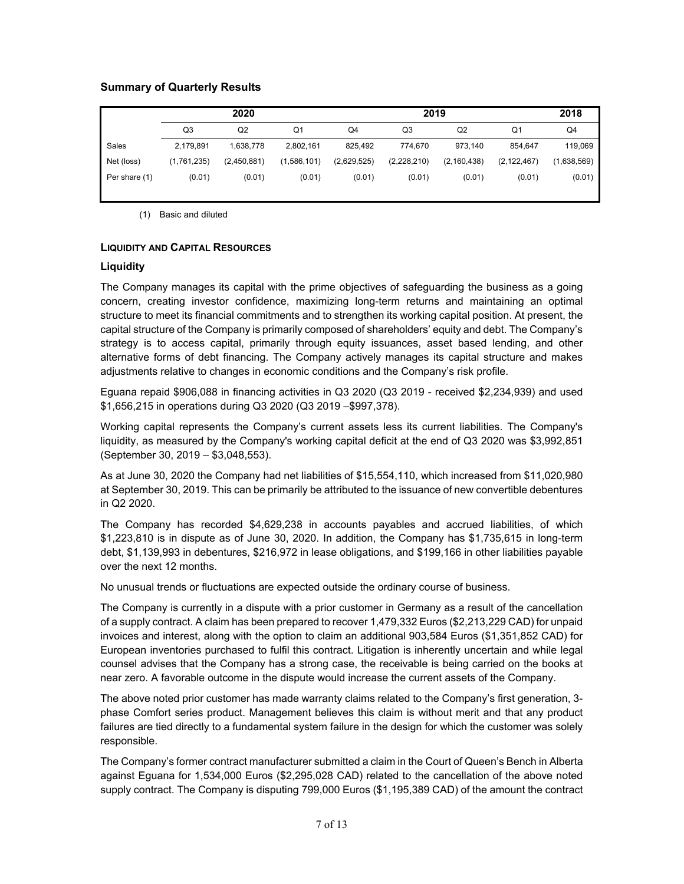### Summary of Quarterly Results

| | 2020 | | | 2019 | | | | 2018 |
|---|---|---|---|---|---|---|---|---|
| | Q3 | Q2 | Q1 | Q4 | Q3 | Q2 | Q1 | Q4 |
| Sales | 2,179,891 | 1,638,778 | 2,802,161 | 825,492 | 774,670 | 973,140 | 854,647 | 119,069 |
| Net (loss) | (1,761,235) | (2,450,881) | (1,586,101) | (2,629,525) | (2,228,210) | (2,160,438) | (2,122,467) | (1,638,569) |
| Per share (1) | (0.01) | (0.01) | (0.01) | (0.01) | (0.01) | (0.01) | (0.01) | (0.01) |

(1) Basic and diluted

## LIQUIDITY AND CAPITAL RESOURCES

### Liquidity

The Company manages its capital with the prime objectives of safeguarding the business as a going concern, creating investor confidence, maximizing long-term returns and maintaining an optimal structure to meet its financial commitments and to strengthen its working capital position. At present, the capital structure of the Company is primarily composed of shareholders' equity and debt. The Company's strategy is to access capital, primarily through equity issuances, asset based lending, and other alternative forms of debt financing. The Company actively manages its capital structure and makes adjustments relative to changes in economic conditions and the Company's risk profile.

Eguana repaid $906,088 in financing activities in Q3 2020 (Q3 2019 - received $2,234,939) and used $1,656,215 in operations during Q3 2020 (Q3 2019 –$997,378).

Working capital represents the Company's current assets less its current liabilities. The Company's liquidity, as measured by the Company's working capital deficit at the end of Q3 2020 was $3,992,851 (September 30, 2019 – $3,048,553).

As at June 30, 2020 the Company had net liabilities of $15,554,110, which increased from $11,020,980 at September 30, 2019. This can be primarily be attributed to the issuance of new convertible debentures in Q2 2020.

The Company has recorded $4,629,238 in accounts payables and accrued liabilities, of which $1,223,810 is in dispute as of June 30, 2020. In addition, the Company has $1,735,615 in long-term debt, $1,139,993 in debentures, $216,972 in lease obligations, and $199,166 in other liabilities payable over the next 12 months.

No unusual trends or fluctuations are expected outside the ordinary course of business.

The Company is currently in a dispute with a prior customer in Germany as a result of the cancellation of a supply contract. A claim has been prepared to recover 1,479,332 Euros ($2,213,229 CAD) for unpaid invoices and interest, along with the option to claim an additional 903,584 Euros ($1,351,852 CAD) for European inventories purchased to fulfil this contract. Litigation is inherently uncertain and while legal counsel advises that the Company has a strong case, the receivable is being carried on the books at near zero. A favorable outcome in the dispute would increase the current assets of the Company.

The above noted prior customer has made warranty claims related to the Company's first generation, 3-phase Comfort series product. Management believes this claim is without merit and that any product failures are tied directly to a fundamental system failure in the design for which the customer was solely responsible.

The Company's former contract manufacturer submitted a claim in the Court of Queen's Bench in Alberta against Eguana for 1,534,000 Euros ($2,295,028 CAD) related to the cancellation of the above noted supply contract. The Company is disputing 799,000 Euros ($1,195,389 CAD) of the amount the contract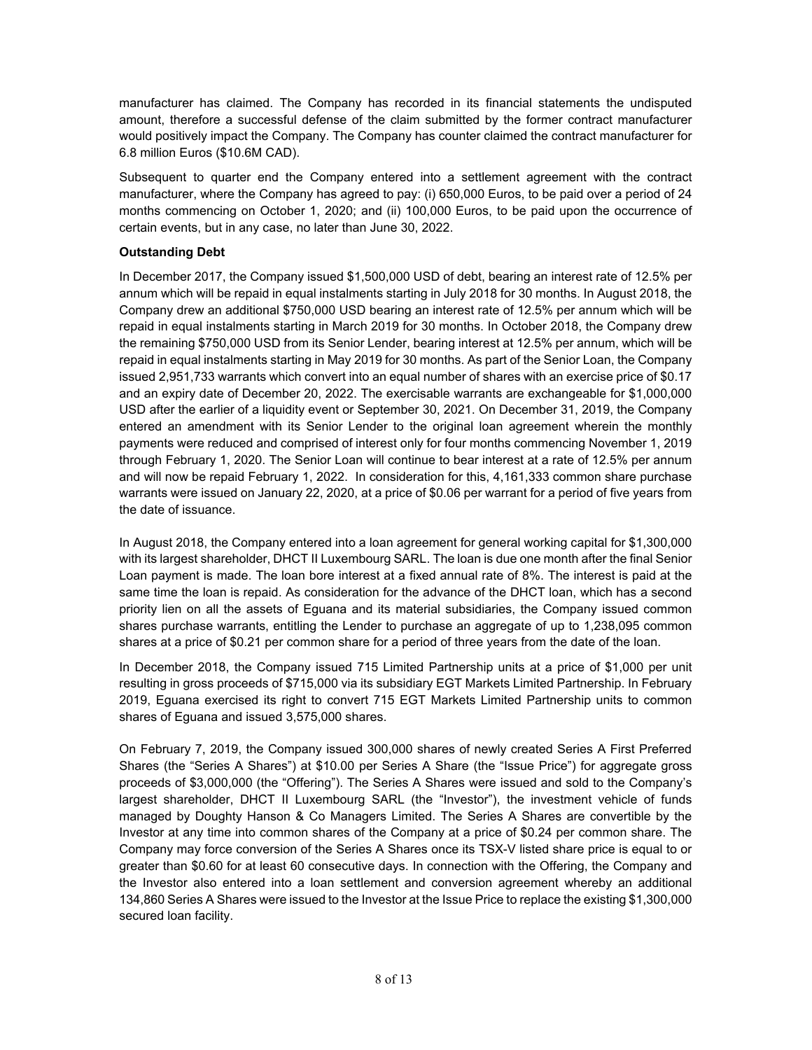manufacturer has claimed. The Company has recorded in its financial statements the undisputed amount, therefore a successful defense of the claim submitted by the former contract manufacturer would positively impact the Company. The Company has counter claimed the contract manufacturer for 6.8 million Euros ($10.6M CAD).

Subsequent to quarter end the Company entered into a settlement agreement with the contract manufacturer, where the Company has agreed to pay: (i) 650,000 Euros, to be paid over a period of 24 months commencing on October 1, 2020; and (ii) 100,000 Euros, to be paid upon the occurrence of certain events, but in any case, no later than June 30, 2022.

**Outstanding Debt**

In December 2017, the Company issued $1,500,000 USD of debt, bearing an interest rate of 12.5% per annum which will be repaid in equal instalments starting in July 2018 for 30 months. In August 2018, the Company drew an additional $750,000 USD bearing an interest rate of 12.5% per annum which will be repaid in equal instalments starting in March 2019 for 30 months. In October 2018, the Company drew the remaining $750,000 USD from its Senior Lender, bearing interest at 12.5% per annum, which will be repaid in equal instalments starting in May 2019 for 30 months. As part of the Senior Loan, the Company issued 2,951,733 warrants which convert into an equal number of shares with an exercise price of $0.17 and an expiry date of December 20, 2022. The exercisable warrants are exchangeable for $1,000,000 USD after the earlier of a liquidity event or September 30, 2021. On December 31, 2019, the Company entered an amendment with its Senior Lender to the original loan agreement wherein the monthly payments were reduced and comprised of interest only for four months commencing November 1, 2019 through February 1, 2020. The Senior Loan will continue to bear interest at a rate of 12.5% per annum and will now be repaid February 1, 2022. In consideration for this, 4,161,333 common share purchase warrants were issued on January 22, 2020, at a price of $0.06 per warrant for a period of five years from the date of issuance.

In August 2018, the Company entered into a loan agreement for general working capital for $1,300,000 with its largest shareholder, DHCT II Luxembourg SARL. The loan is due one month after the final Senior Loan payment is made. The loan bore interest at a fixed annual rate of 8%. The interest is paid at the same time the loan is repaid. As consideration for the advance of the DHCT loan, which has a second priority lien on all the assets of Eguana and its material subsidiaries, the Company issued common shares purchase warrants, entitling the Lender to purchase an aggregate of up to 1,238,095 common shares at a price of $0.21 per common share for a period of three years from the date of the loan.

In December 2018, the Company issued 715 Limited Partnership units at a price of $1,000 per unit resulting in gross proceeds of $715,000 via its subsidiary EGT Markets Limited Partnership. In February 2019, Eguana exercised its right to convert 715 EGT Markets Limited Partnership units to common shares of Eguana and issued 3,575,000 shares.

On February 7, 2019, the Company issued 300,000 shares of newly created Series A First Preferred Shares (the "Series A Shares") at $10.00 per Series A Share (the "Issue Price") for aggregate gross proceeds of $3,000,000 (the "Offering"). The Series A Shares were issued and sold to the Company's largest shareholder, DHCT II Luxembourg SARL (the "Investor"), the investment vehicle of funds managed by Doughty Hanson & Co Managers Limited. The Series A Shares are convertible by the Investor at any time into common shares of the Company at a price of $0.24 per common share. The Company may force conversion of the Series A Shares once its TSX-V listed share price is equal to or greater than $0.60 for at least 60 consecutive days. In connection with the Offering, the Company and the Investor also entered into a loan settlement and conversion agreement whereby an additional 134,860 Series A Shares were issued to the Investor at the Issue Price to replace the existing $1,300,000 secured loan facility.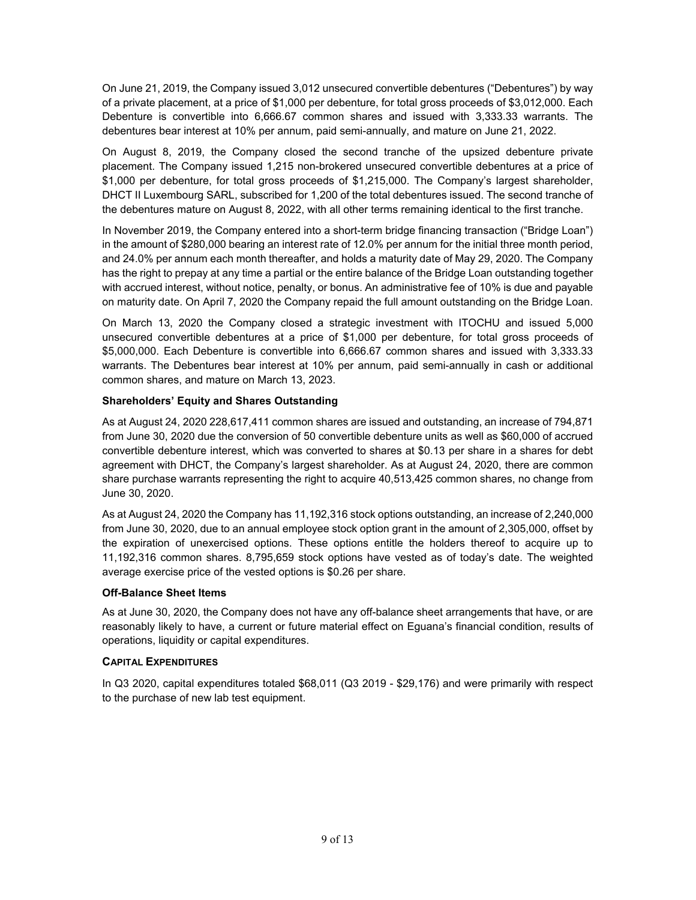On June 21, 2019, the Company issued 3,012 unsecured convertible debentures ("Debentures") by way of a private placement, at a price of $1,000 per debenture, for total gross proceeds of $3,012,000. Each Debenture is convertible into 6,666.67 common shares and issued with 3,333.33 warrants. The debentures bear interest at 10% per annum, paid semi-annually, and mature on June 21, 2022.

On August 8, 2019, the Company closed the second tranche of the upsized debenture private placement. The Company issued 1,215 non-brokered unsecured convertible debentures at a price of $1,000 per debenture, for total gross proceeds of $1,215,000. The Company's largest shareholder, DHCT II Luxembourg SARL, subscribed for 1,200 of the total debentures issued. The second tranche of the debentures mature on August 8, 2022, with all other terms remaining identical to the first tranche.

In November 2019, the Company entered into a short-term bridge financing transaction ("Bridge Loan") in the amount of $280,000 bearing an interest rate of 12.0% per annum for the initial three month period, and 24.0% per annum each month thereafter, and holds a maturity date of May 29, 2020. The Company has the right to prepay at any time a partial or the entire balance of the Bridge Loan outstanding together with accrued interest, without notice, penalty, or bonus. An administrative fee of 10% is due and payable on maturity date. On April 7, 2020 the Company repaid the full amount outstanding on the Bridge Loan.

On March 13, 2020 the Company closed a strategic investment with ITOCHU and issued 5,000 unsecured convertible debentures at a price of $1,000 per debenture, for total gross proceeds of $5,000,000. Each Debenture is convertible into 6,666.67 common shares and issued with 3,333.33 warrants. The Debentures bear interest at 10% per annum, paid semi-annually in cash or additional common shares, and mature on March 13, 2023.

### Shareholders' Equity and Shares Outstanding

As at August 24, 2020 228,617,411 common shares are issued and outstanding, an increase of 794,871 from June 30, 2020 due the conversion of 50 convertible debenture units as well as $60,000 of accrued convertible debenture interest, which was converted to shares at $0.13 per share in a shares for debt agreement with DHCT, the Company's largest shareholder. As at August 24, 2020, there are common share purchase warrants representing the right to acquire 40,513,425 common shares, no change from June 30, 2020.

As at August 24, 2020 the Company has 11,192,316 stock options outstanding, an increase of 2,240,000 from June 30, 2020, due to an annual employee stock option grant in the amount of 2,305,000, offset by the expiration of unexercised options. These options entitle the holders thereof to acquire up to 11,192,316 common shares. 8,795,659 stock options have vested as of today's date. The weighted average exercise price of the vested options is $0.26 per share.

### Off-Balance Sheet Items

As at June 30, 2020, the Company does not have any off-balance sheet arrangements that have, or are reasonably likely to have, a current or future material effect on Eguana's financial condition, results of operations, liquidity or capital expenditures.

## CAPITAL EXPENDITURES

In Q3 2020, capital expenditures totaled $68,011 (Q3 2019 - $29,176) and were primarily with respect to the purchase of new lab test equipment.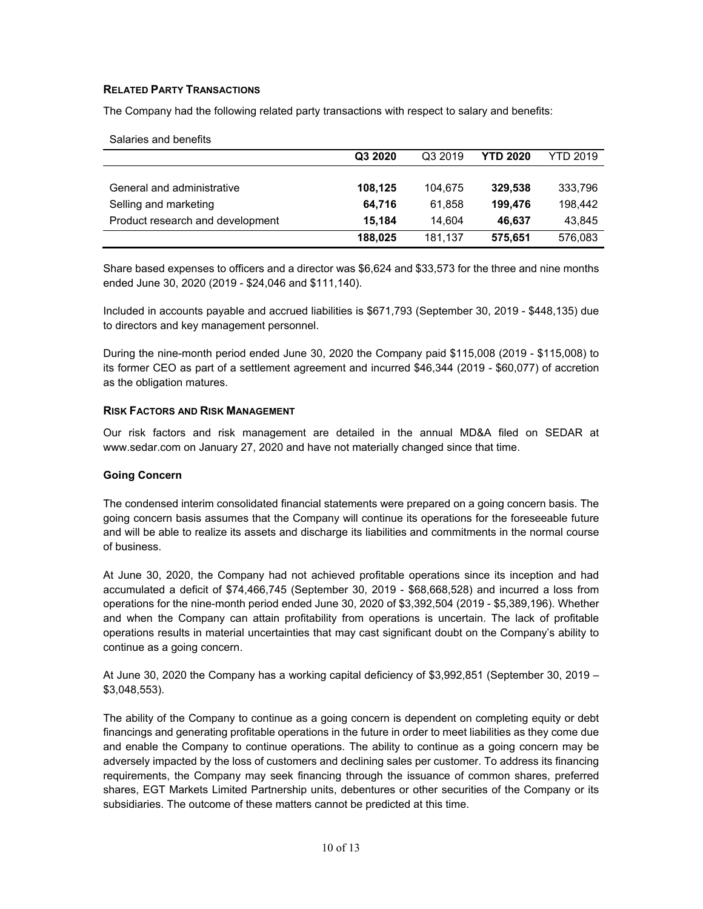## RELATED PARTY TRANSACTIONS

The Company had the following related party transactions with respect to salary and benefits:

Salaries and benefits

| | **Q3 2020** | Q3 2019 | **YTD 2020** | YTD 2019 |
|---|---|---|---|---|
| General and administrative | **108,125** | 104,675 | **329,538** | 333,796 |
| Selling and marketing | **64,716** | 61,858 | **199,476** | 198,442 |
| Product research and development | **15,184** | 14,604 | **46,637** | 43,845 |
| | **188,025** | 181,137 | **575,651** | 576,083 |

Share based expenses to officers and a director was $6,624 and $33,573 for the three and nine months ended June 30, 2020 (2019 - $24,046 and $111,140).

Included in accounts payable and accrued liabilities is $671,793 (September 30, 2019 - $448,135) due to directors and key management personnel.

During the nine-month period ended June 30, 2020 the Company paid $115,008 (2019 - $115,008) to its former CEO as part of a settlement agreement and incurred $46,344 (2019 - $60,077) of accretion as the obligation matures.

## RISK FACTORS AND RISK MANAGEMENT

Our risk factors and risk management are detailed in the annual MD&A filed on SEDAR at www.sedar.com on January 27, 2020 and have not materially changed since that time.

### Going Concern

The condensed interim consolidated financial statements were prepared on a going concern basis. The going concern basis assumes that the Company will continue its operations for the foreseeable future and will be able to realize its assets and discharge its liabilities and commitments in the normal course of business.

At June 30, 2020, the Company had not achieved profitable operations since its inception and had accumulated a deficit of $74,466,745 (September 30, 2019 - $68,668,528) and incurred a loss from operations for the nine-month period ended June 30, 2020 of $3,392,504 (2019 - $5,389,196). Whether and when the Company can attain profitability from operations is uncertain. The lack of profitable operations results in material uncertainties that may cast significant doubt on the Company's ability to continue as a going concern.

At June 30, 2020 the Company has a working capital deficiency of $3,992,851 (September 30, 2019 – $3,048,553).

The ability of the Company to continue as a going concern is dependent on completing equity or debt financings and generating profitable operations in the future in order to meet liabilities as they come due and enable the Company to continue operations. The ability to continue as a going concern may be adversely impacted by the loss of customers and declining sales per customer. To address its financing requirements, the Company may seek financing through the issuance of common shares, preferred shares, EGT Markets Limited Partnership units, debentures or other securities of the Company or its subsidiaries. The outcome of these matters cannot be predicted at this time.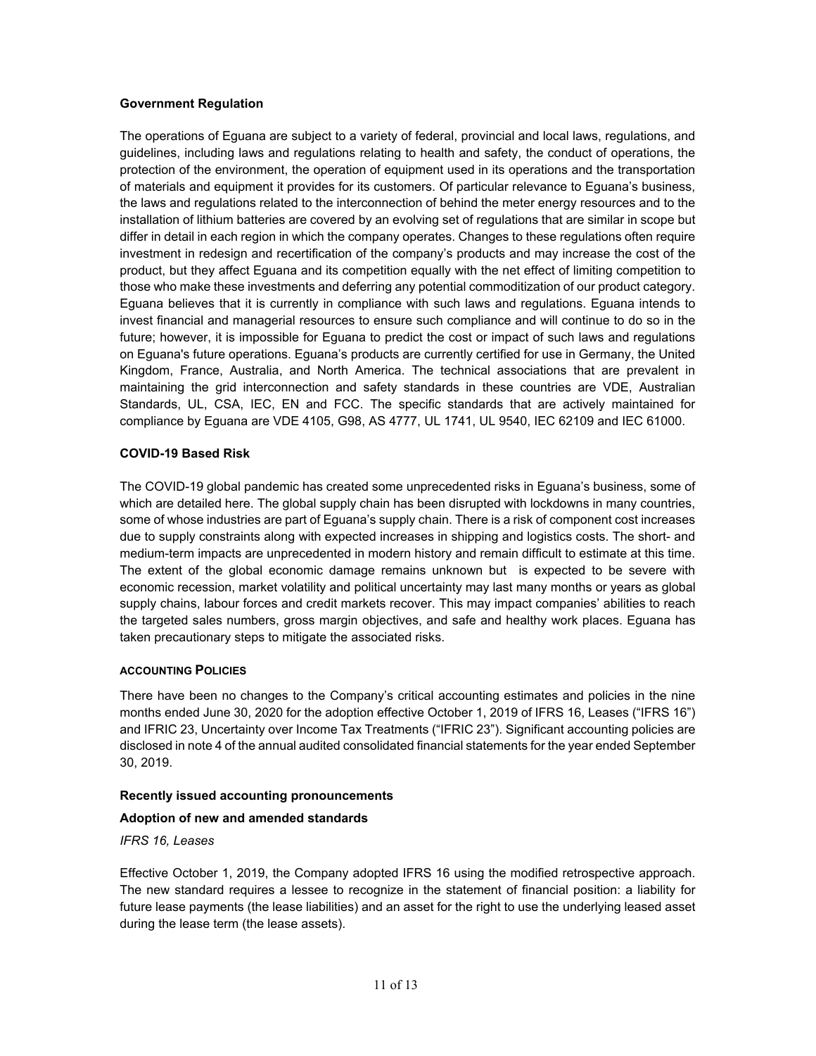### Government Regulation

The operations of Eguana are subject to a variety of federal, provincial and local laws, regulations, and guidelines, including laws and regulations relating to health and safety, the conduct of operations, the protection of the environment, the operation of equipment used in its operations and the transportation of materials and equipment it provides for its customers. Of particular relevance to Eguana's business, the laws and regulations related to the interconnection of behind the meter energy resources and to the installation of lithium batteries are covered by an evolving set of regulations that are similar in scope but differ in detail in each region in which the company operates. Changes to these regulations often require investment in redesign and recertification of the company's products and may increase the cost of the product, but they affect Eguana and its competition equally with the net effect of limiting competition to those who make these investments and deferring any potential commoditization of our product category. Eguana believes that it is currently in compliance with such laws and regulations. Eguana intends to invest financial and managerial resources to ensure such compliance and will continue to do so in the future; however, it is impossible for Eguana to predict the cost or impact of such laws and regulations on Eguana's future operations. Eguana's products are currently certified for use in Germany, the United Kingdom, France, Australia, and North America. The technical associations that are prevalent in maintaining the grid interconnection and safety standards in these countries are VDE, Australian Standards, UL, CSA, IEC, EN and FCC. The specific standards that are actively maintained for compliance by Eguana are VDE 4105, G98, AS 4777, UL 1741, UL 9540, IEC 62109 and IEC 61000.

### COVID-19 Based Risk

The COVID-19 global pandemic has created some unprecedented risks in Eguana's business, some of which are detailed here. The global supply chain has been disrupted with lockdowns in many countries, some of whose industries are part of Eguana's supply chain. There is a risk of component cost increases due to supply constraints along with expected increases in shipping and logistics costs. The short- and medium-term impacts are unprecedented in modern history and remain difficult to estimate at this time. The extent of the global economic damage remains unknown but is expected to be severe with economic recession, market volatility and political uncertainty may last many months or years as global supply chains, labour forces and credit markets recover. This may impact companies' abilities to reach the targeted sales numbers, gross margin objectives, and safe and healthy work places. Eguana has taken precautionary steps to mitigate the associated risks.

## ACCOUNTING POLICIES

There have been no changes to the Company's critical accounting estimates and policies in the nine months ended June 30, 2020 for the adoption effective October 1, 2019 of IFRS 16, Leases ("IFRS 16") and IFRIC 23, Uncertainty over Income Tax Treatments ("IFRIC 23"). Significant accounting policies are disclosed in note 4 of the annual audited consolidated financial statements for the year ended September 30, 2019.

### Recently issued accounting pronouncements

### Adoption of new and amended standards

*IFRS 16, Leases*

Effective October 1, 2019, the Company adopted IFRS 16 using the modified retrospective approach. The new standard requires a lessee to recognize in the statement of financial position: a liability for future lease payments (the lease liabilities) and an asset for the right to use the underlying leased asset during the lease term (the lease assets).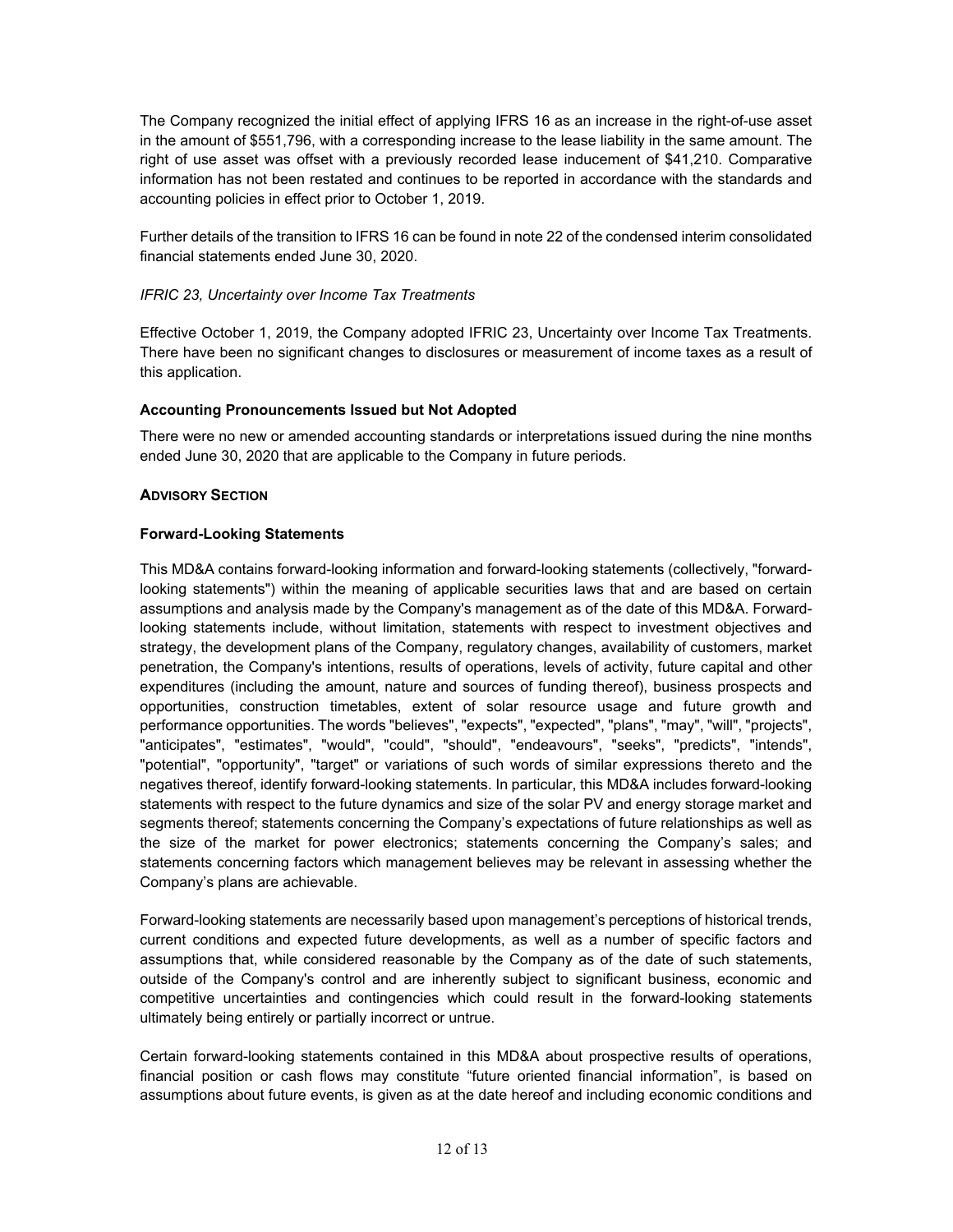The Company recognized the initial effect of applying IFRS 16 as an increase in the right-of-use asset in the amount of $551,796, with a corresponding increase to the lease liability in the same amount. The right of use asset was offset with a previously recorded lease inducement of $41,210. Comparative information has not been restated and continues to be reported in accordance with the standards and accounting policies in effect prior to October 1, 2019.

Further details of the transition to IFRS 16 can be found in note 22 of the condensed interim consolidated financial statements ended June 30, 2020.

*IFRIC 23, Uncertainty over Income Tax Treatments*

Effective October 1, 2019, the Company adopted IFRIC 23, Uncertainty over Income Tax Treatments. There have been no significant changes to disclosures or measurement of income taxes as a result of this application.

**Accounting Pronouncements Issued but Not Adopted**

There were no new or amended accounting standards or interpretations issued during the nine months ended June 30, 2020 that are applicable to the Company in future periods.

## ADVISORY SECTION

**Forward-Looking Statements**

This MD&A contains forward-looking information and forward-looking statements (collectively, "forward-looking statements") within the meaning of applicable securities laws that and are based on certain assumptions and analysis made by the Company's management as of the date of this MD&A. Forward-looking statements include, without limitation, statements with respect to investment objectives and strategy, the development plans of the Company, regulatory changes, availability of customers, market penetration, the Company's intentions, results of operations, levels of activity, future capital and other expenditures (including the amount, nature and sources of funding thereof), business prospects and opportunities, construction timetables, extent of solar resource usage and future growth and performance opportunities. The words "believes", "expects", "expected", "plans", "may", "will", "projects", "anticipates", "estimates", "would", "could", "should", "endeavours", "seeks", "predicts", "intends", "potential", "opportunity", "target" or variations of such words of similar expressions thereto and the negatives thereof, identify forward-looking statements. In particular, this MD&A includes forward-looking statements with respect to the future dynamics and size of the solar PV and energy storage market and segments thereof; statements concerning the Company's expectations of future relationships as well as the size of the market for power electronics; statements concerning the Company's sales; and statements concerning factors which management believes may be relevant in assessing whether the Company's plans are achievable.

Forward-looking statements are necessarily based upon management's perceptions of historical trends, current conditions and expected future developments, as well as a number of specific factors and assumptions that, while considered reasonable by the Company as of the date of such statements, outside of the Company's control and are inherently subject to significant business, economic and competitive uncertainties and contingencies which could result in the forward-looking statements ultimately being entirely or partially incorrect or untrue.

Certain forward-looking statements contained in this MD&A about prospective results of operations, financial position or cash flows may constitute "future oriented financial information", is based on assumptions about future events, is given as at the date hereof and including economic conditions and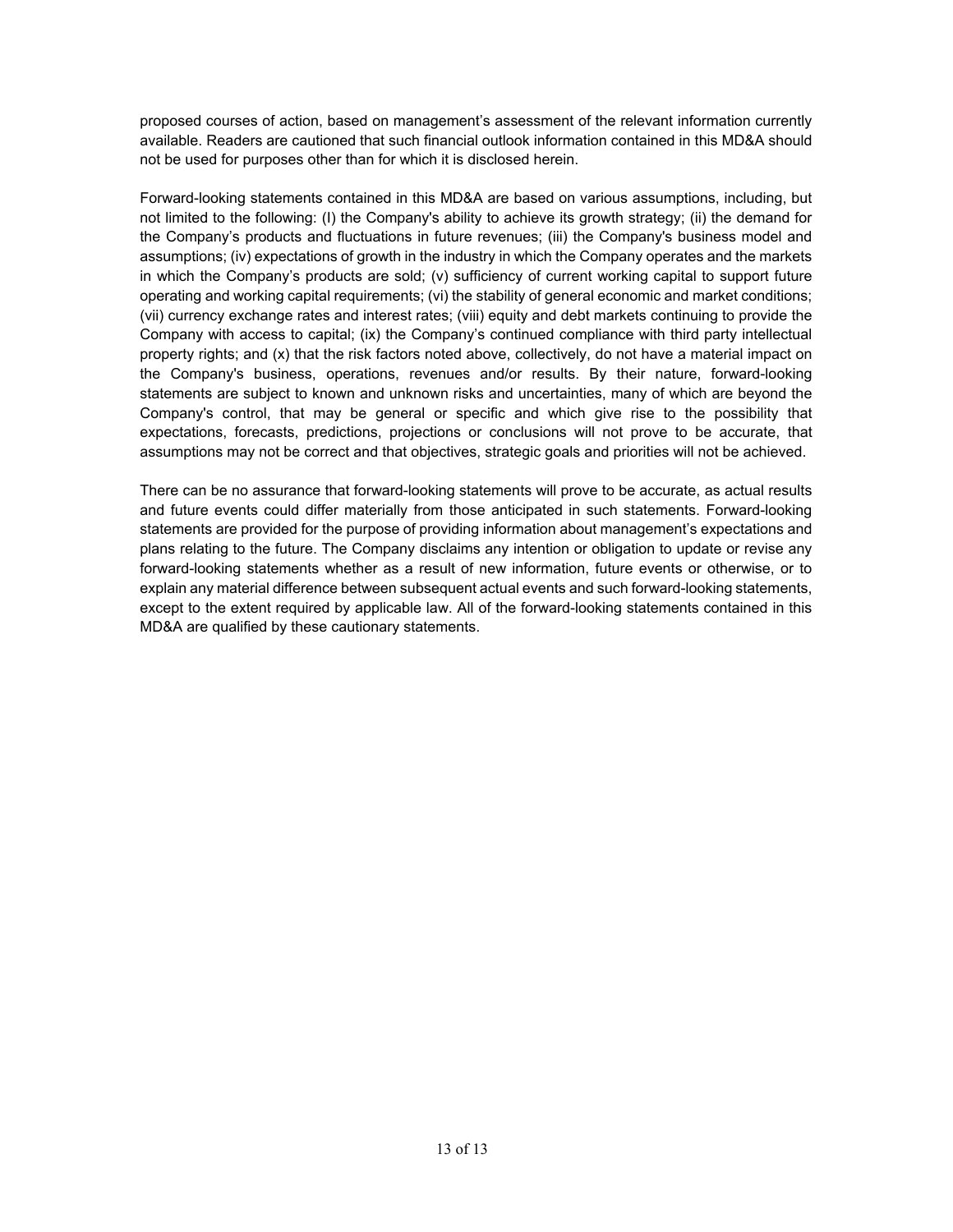proposed courses of action, based on management's assessment of the relevant information currently available. Readers are cautioned that such financial outlook information contained in this MD&A should not be used for purposes other than for which it is disclosed herein.

Forward-looking statements contained in this MD&A are based on various assumptions, including, but not limited to the following: (I) the Company's ability to achieve its growth strategy; (ii) the demand for the Company's products and fluctuations in future revenues; (iii) the Company's business model and assumptions; (iv) expectations of growth in the industry in which the Company operates and the markets in which the Company's products are sold; (v) sufficiency of current working capital to support future operating and working capital requirements; (vi) the stability of general economic and market conditions; (vii) currency exchange rates and interest rates; (viii) equity and debt markets continuing to provide the Company with access to capital; (ix) the Company's continued compliance with third party intellectual property rights; and (x) that the risk factors noted above, collectively, do not have a material impact on the Company's business, operations, revenues and/or results. By their nature, forward-looking statements are subject to known and unknown risks and uncertainties, many of which are beyond the Company's control, that may be general or specific and which give rise to the possibility that expectations, forecasts, predictions, projections or conclusions will not prove to be accurate, that assumptions may not be correct and that objectives, strategic goals and priorities will not be achieved.

There can be no assurance that forward-looking statements will prove to be accurate, as actual results and future events could differ materially from those anticipated in such statements. Forward-looking statements are provided for the purpose of providing information about management's expectations and plans relating to the future. The Company disclaims any intention or obligation to update or revise any forward-looking statements whether as a result of new information, future events or otherwise, or to explain any material difference between subsequent actual events and such forward-looking statements, except to the extent required by applicable law. All of the forward-looking statements contained in this MD&A are qualified by these cautionary statements.